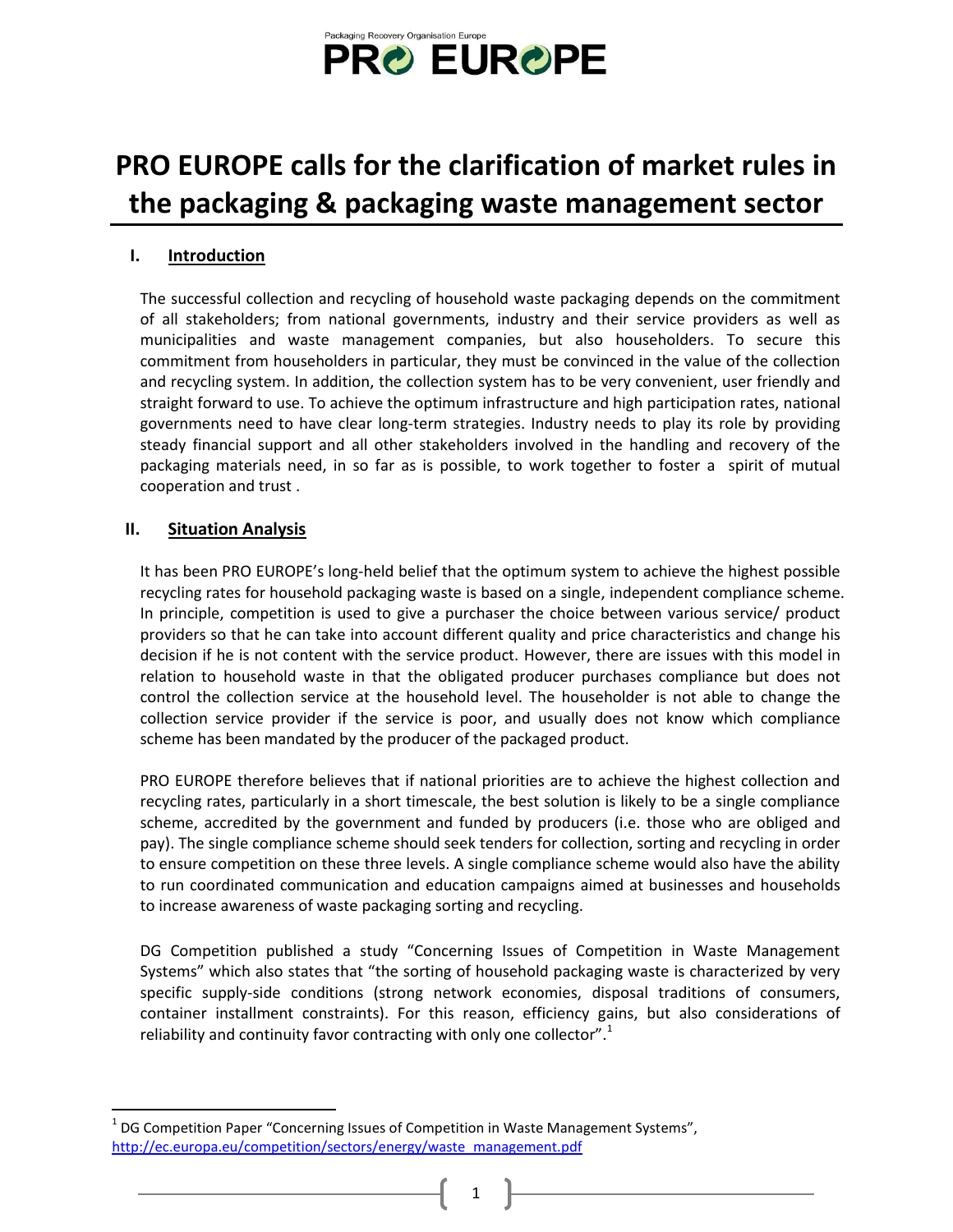Packaging Recovery Organisation Europe

PRO EUROPE

# PRO EUROPE calls for the clarification of market rules in the packaging & packaging waste management sector

## I. Introduction

The successful collection and recycling of household waste packaging depends on the commitment of all stakeholders; from national governments, industry and their service providers as well as municipalities and waste management companies, but also householders. To secure this commitment from householders in particular, they must be convinced in the value of the collection and recycling system. In addition, the collection system has to be very convenient, user friendly and straight forward to use. To achieve the optimum infrastructure and high participation rates, national governments need to have clear long-term strategies. Industry needs to play its role by providing steady financial support and all other stakeholders involved in the handling and recovery of the packaging materials need, in so far as is possible, to work together to foster a spirit of mutual cooperation and trust .

## II. Situation Analysis

It has been PRO EUROPE's long-held belief that the optimum system to achieve the highest possible recycling rates for household packaging waste is based on a single, independent compliance scheme. In principle, competition is used to give a purchaser the choice between various service/ product providers so that he can take into account different quality and price characteristics and change his decision if he is not content with the service product. However, there are issues with this model in relation to household waste in that the obligated producer purchases compliance but does not control the collection service at the household level. The householder is not able to change the collection service provider if the service is poor, and usually does not know which compliance scheme has been mandated by the producer of the packaged product.

PRO EUROPE therefore believes that if national priorities are to achieve the highest collection and recycling rates, particularly in a short timescale, the best solution is likely to be a single compliance scheme, accredited by the government and funded by producers (i.e. those who are obliged and pay). The single compliance scheme should seek tenders for collection, sorting and recycling in order to ensure competition on these three levels. A single compliance scheme would also have the ability to run coordinated communication and education campaigns aimed at businesses and households to increase awareness of waste packaging sorting and recycling.

DG Competition published a study "Concerning Issues of Competition in Waste Management Systems" which also states that "the sorting of household packaging waste is characterized by very specific supply-side conditions (strong network economies, disposal traditions of consumers, container installment constraints). For this reason, efficiency gains, but also considerations of reliability and continuity favor contracting with only one collector".[1]

---

[1] DG Competition Paper "Concerning Issues of Competition in Waste Management Systems", http://ec.europa.eu/competition/sectors/energy/waste_management.pdf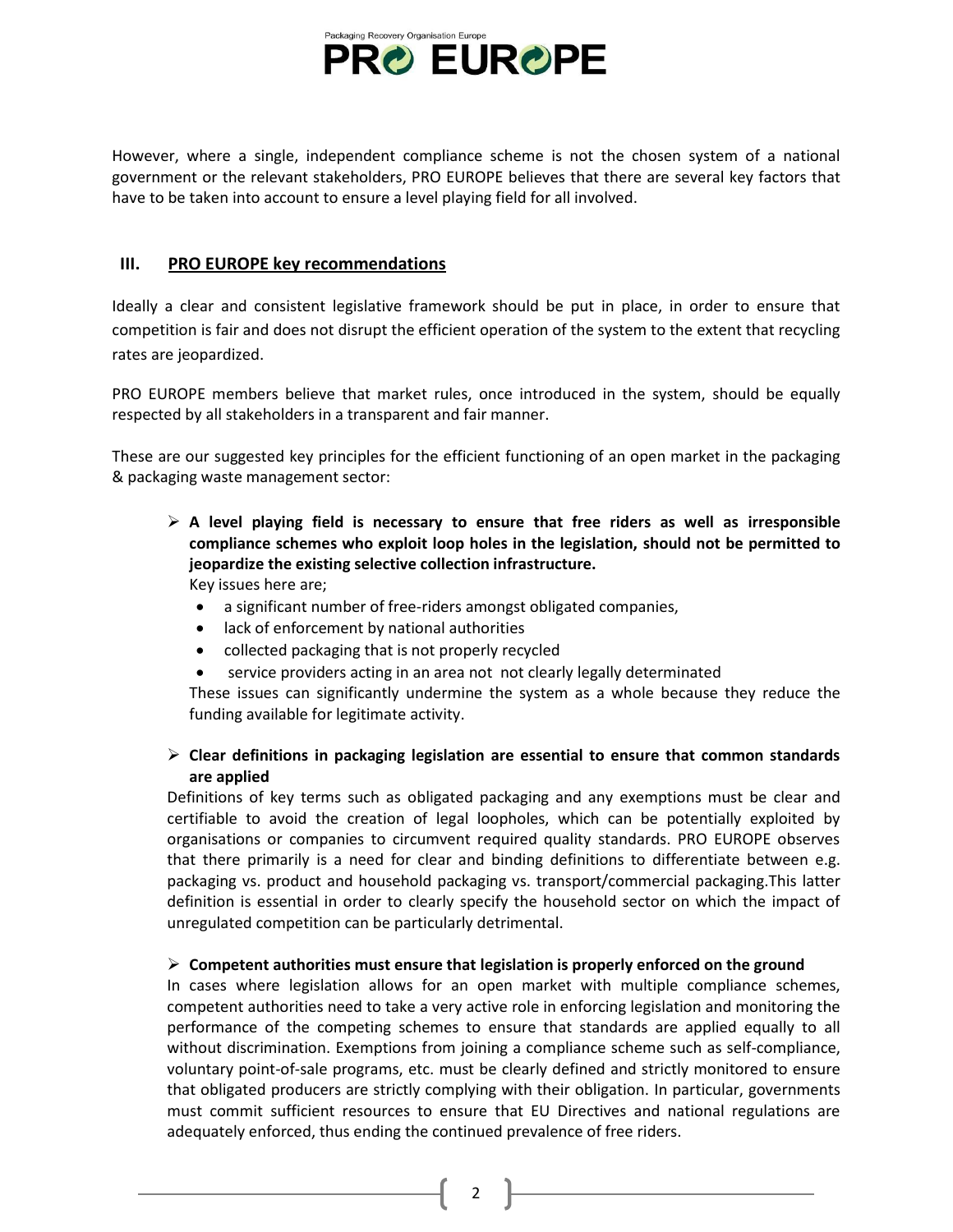However, where a single, independent compliance scheme is not the chosen system of a national government or the relevant stakeholders, PRO EUROPE believes that there are several key factors that have to be taken into account to ensure a level playing field for all involved.

## III. PRO EUROPE key recommendations

Ideally a clear and consistent legislative framework should be put in place, in order to ensure that competition is fair and does not disrupt the efficient operation of the system to the extent that recycling rates are jeopardized.

PRO EUROPE members believe that market rules, once introduced in the system, should be equally respected by all stakeholders in a transparent and fair manner.

These are our suggested key principles for the efficient functioning of an open market in the packaging & packaging waste management sector:

- **A level playing field is necessary to ensure that free riders as well as irresponsible compliance schemes who exploit loop holes in the legislation, should not be permitted to jeopardize the existing selective collection infrastructure.**

  Key issues here are;

  - a significant number of free-riders amongst obligated companies,
  - lack of enforcement by national authorities
  - collected packaging that is not properly recycled
  - service providers acting in an area not not clearly legally determinated

  These issues can significantly undermine the system as a whole because they reduce the funding available for legitimate activity.

- **Clear definitions in packaging legislation are essential to ensure that common standards are applied**

  Definitions of key terms such as obligated packaging and any exemptions must be clear and certifiable to avoid the creation of legal loopholes, which can be potentially exploited by organisations or companies to circumvent required quality standards. PRO EUROPE observes that there primarily is a need for clear and binding definitions to differentiate between e.g. packaging vs. product and household packaging vs. transport/commercial packaging.This latter definition is essential in order to clearly specify the household sector on which the impact of unregulated competition can be particularly detrimental.

- **Competent authorities must ensure that legislation is properly enforced on the ground**

  In cases where legislation allows for an open market with multiple compliance schemes, competent authorities need to take a very active role in enforcing legislation and monitoring the performance of the competing schemes to ensure that standards are applied equally to all without discrimination. Exemptions from joining a compliance scheme such as self-compliance, voluntary point-of-sale programs, etc. must be clearly defined and strictly monitored to ensure that obligated producers are strictly complying with their obligation. In particular, governments must commit sufficient resources to ensure that EU Directives and national regulations are adequately enforced, thus ending the continued prevalence of free riders.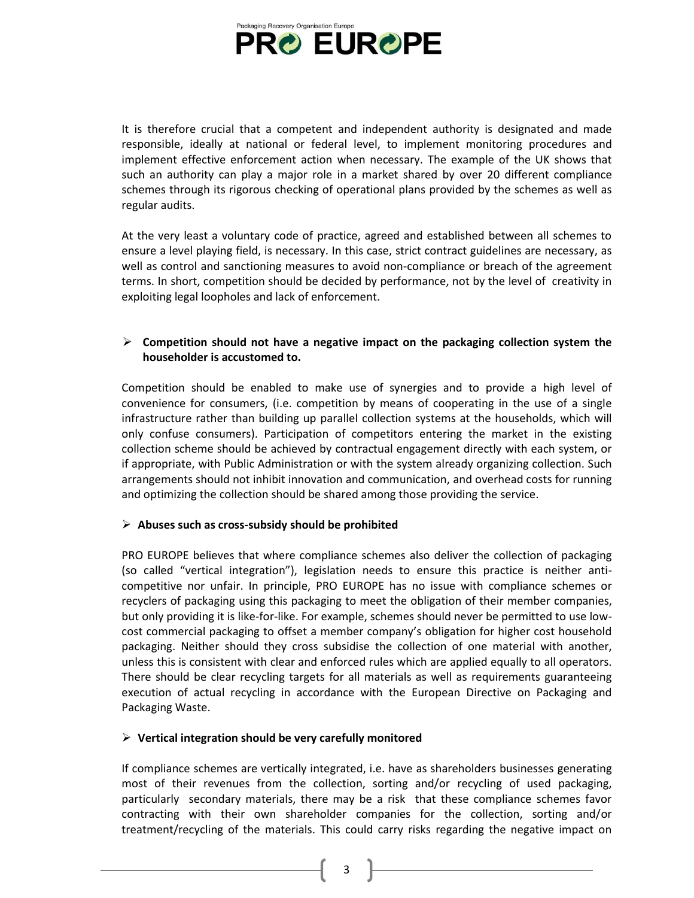It is therefore crucial that a competent and independent authority is designated and made responsible, ideally at national or federal level, to implement monitoring procedures and implement effective enforcement action when necessary. The example of the UK shows that such an authority can play a major role in a market shared by over 20 different compliance schemes through its rigorous checking of operational plans provided by the schemes as well as regular audits.

At the very least a voluntary code of practice, agreed and established between all schemes to ensure a level playing field, is necessary. In this case, strict contract guidelines are necessary, as well as control and sanctioning measures to avoid non-compliance or breach of the agreement terms. In short, competition should be decided by performance, not by the level of creativity in exploiting legal loopholes and lack of enforcement.

- **Competition should not have a negative impact on the packaging collection system the householder is accustomed to.**

Competition should be enabled to make use of synergies and to provide a high level of convenience for consumers, (i.e. competition by means of cooperating in the use of a single infrastructure rather than building up parallel collection systems at the households, which will only confuse consumers). Participation of competitors entering the market in the existing collection scheme should be achieved by contractual engagement directly with each system, or if appropriate, with Public Administration or with the system already organizing collection. Such arrangements should not inhibit innovation and communication, and overhead costs for running and optimizing the collection should be shared among those providing the service.

- **Abuses such as cross-subsidy should be prohibited**

PRO EUROPE believes that where compliance schemes also deliver the collection of packaging (so called "vertical integration"), legislation needs to ensure this practice is neither anti-competitive nor unfair. In principle, PRO EUROPE has no issue with compliance schemes or recyclers of packaging using this packaging to meet the obligation of their member companies, but only providing it is like-for-like. For example, schemes should never be permitted to use low-cost commercial packaging to offset a member company's obligation for higher cost household packaging. Neither should they cross subsidise the collection of one material with another, unless this is consistent with clear and enforced rules which are applied equally to all operators. There should be clear recycling targets for all materials as well as requirements guaranteeing execution of actual recycling in accordance with the European Directive on Packaging and Packaging Waste.

- **Vertical integration should be very carefully monitored**

If compliance schemes are vertically integrated, i.e. have as shareholders businesses generating most of their revenues from the collection, sorting and/or recycling of used packaging, particularly secondary materials, there may be a risk that these compliance schemes favor contracting with their own shareholder companies for the collection, sorting and/or treatment/recycling of the materials. This could carry risks regarding the negative impact on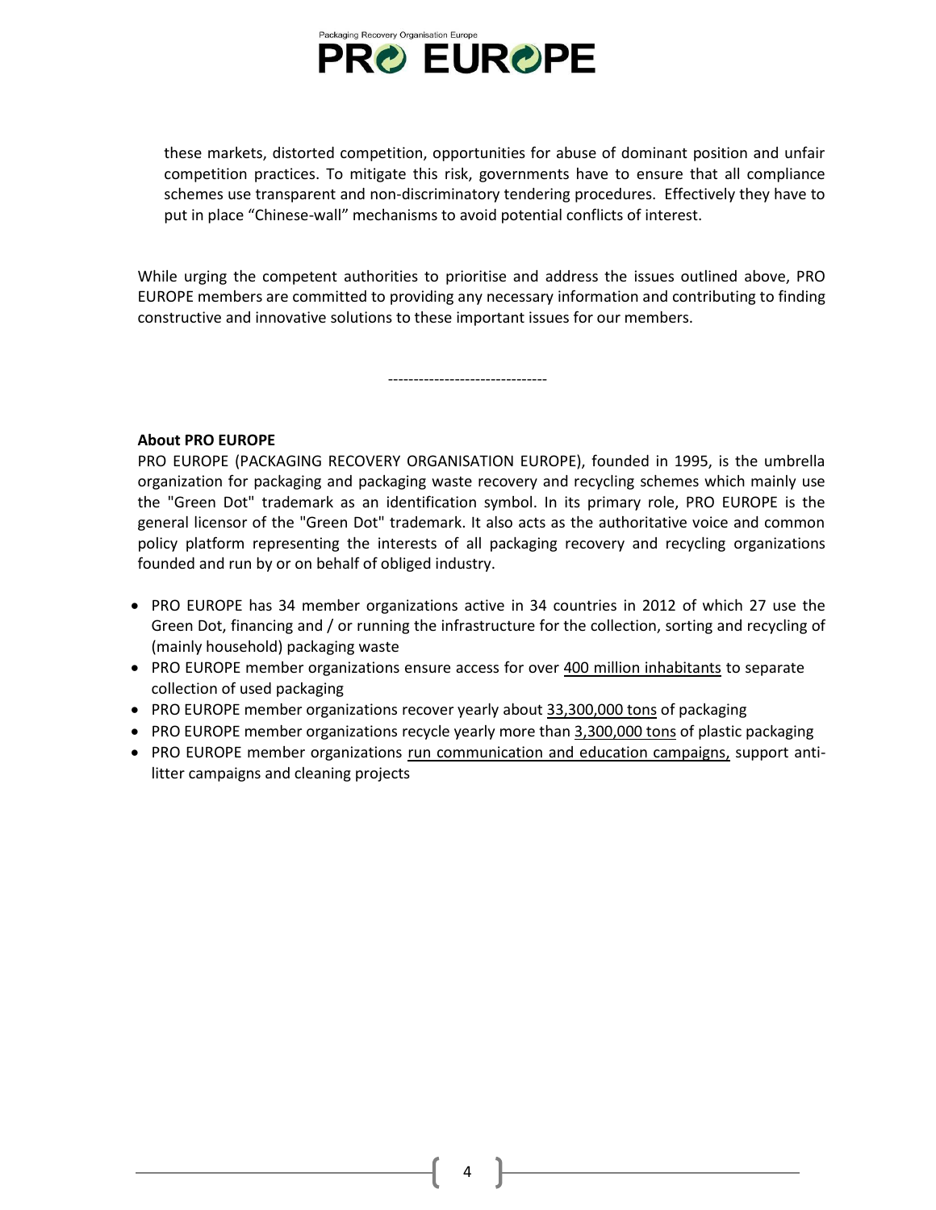these markets, distorted competition, opportunities for abuse of dominant position and unfair competition practices. To mitigate this risk, governments have to ensure that all compliance schemes use transparent and non-discriminatory tendering procedures. Effectively they have to put in place “Chinese-wall” mechanisms to avoid potential conflicts of interest.

While urging the competent authorities to prioritise and address the issues outlined above, PRO EUROPE members are committed to providing any necessary information and contributing to finding constructive and innovative solutions to these important issues for our members.

-------------------------------

**About PRO EUROPE**

PRO EUROPE (PACKAGING RECOVERY ORGANISATION EUROPE), founded in 1995, is the umbrella organization for packaging and packaging waste recovery and recycling schemes which mainly use the "Green Dot" trademark as an identification symbol. In its primary role, PRO EUROPE is the general licensor of the "Green Dot" trademark. It also acts as the authoritative voice and common policy platform representing the interests of all packaging recovery and recycling organizations founded and run by or on behalf of obliged industry.

- PRO EUROPE has 34 member organizations active in 34 countries in 2012 of which 27 use the Green Dot, financing and / or running the infrastructure for the collection, sorting and recycling of (mainly household) packaging waste
- PRO EUROPE member organizations ensure access for over 400 million inhabitants to separate collection of used packaging
- PRO EUROPE member organizations recover yearly about 33,300,000 tons of packaging
- PRO EUROPE member organizations recycle yearly more than 3,300,000 tons of plastic packaging
- PRO EUROPE member organizations run communication and education campaigns, support anti-litter campaigns and cleaning projects